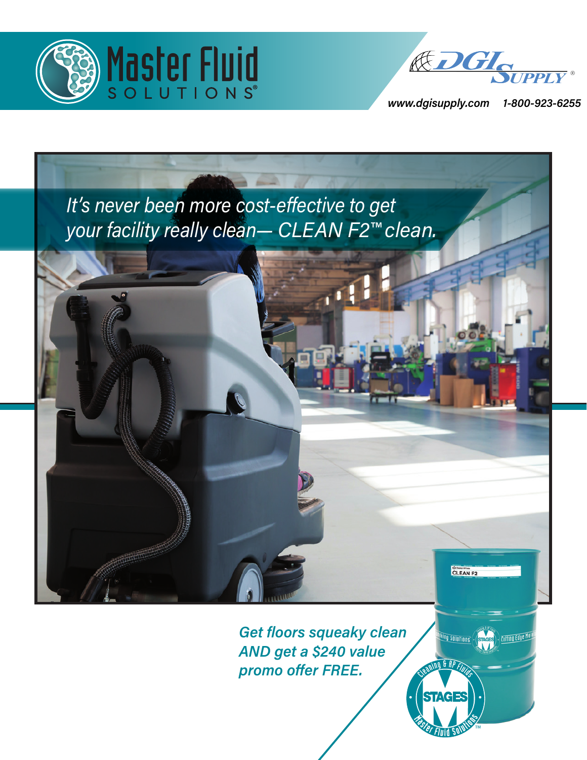Master Fluid SOLUTIONS®

DGI SUPPLY®

www.dgisupply.com 1-800-923-6255

*It's never been more cost-effective to get your facility really clean— CLEAN F2™ clean.*

***Get floors squeaky clean AND get a $240 value promo offer FREE.***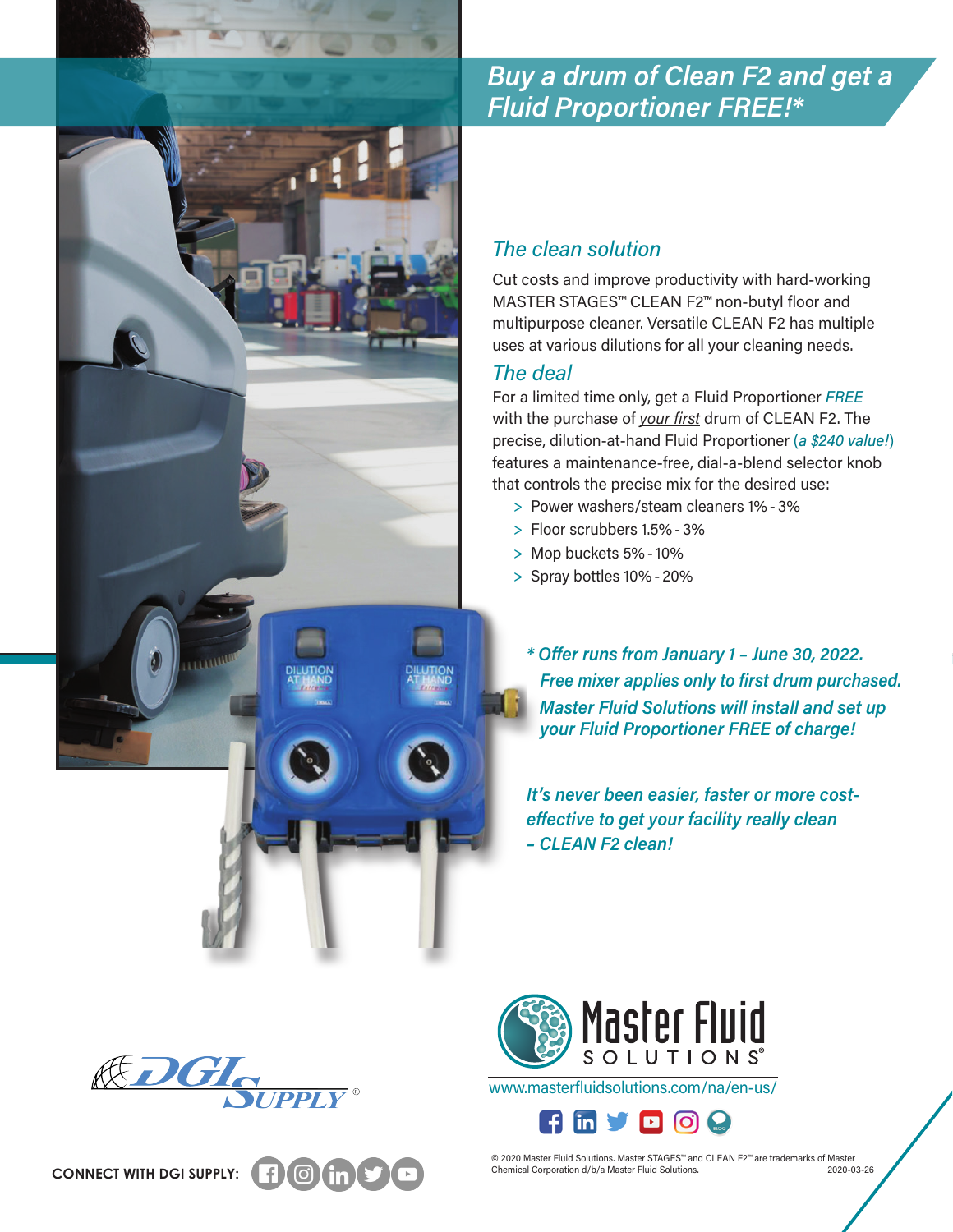## *Buy a drum of Clean F2 and get a Fluid Proportioner FREE!**

### *The clean solution*

Cut costs and improve productivity with hard-working MASTER STAGES™ CLEAN F2™ non-butyl floor and multipurpose cleaner. Versatile CLEAN F2 has multiple uses at various dilutions for all your cleaning needs.

### *The deal*

For a limited time only, get a Fluid Proportioner *FREE* with the purchase of *your first* drum of CLEAN F2. The precise, dilution-at-hand Fluid Proportioner (*a $240 value!*) features a maintenance-free, dial-a-blend selector knob that controls the precise mix for the desired use:

> Power washers/steam cleaners 1% - 3%
> Floor scrubbers 1.5% - 3%
> Mop buckets 5% - 10%
> Spray bottles 10% - 20%

*\* Offer runs from January 1 – June 30, 2022.*
*Free mixer applies only to first drum purchased.*
*Master Fluid Solutions will install and set up your Fluid Proportioner FREE of charge!*

*It's never been easier, faster or more cost-effective to get your facility really clean – CLEAN F2 clean!*

DGI SUPPLY®

CONNECT WITH DGI SUPPLY:

Master Fluid SOLUTIONS®

www.masterfluidsolutions.com/na/en-us/

© 2020 Master Fluid Solutions. Master STAGES℠ and CLEAN F2™ are trademarks of Master Chemical Corporation d/b/a Master Fluid Solutions. 2020-03-26